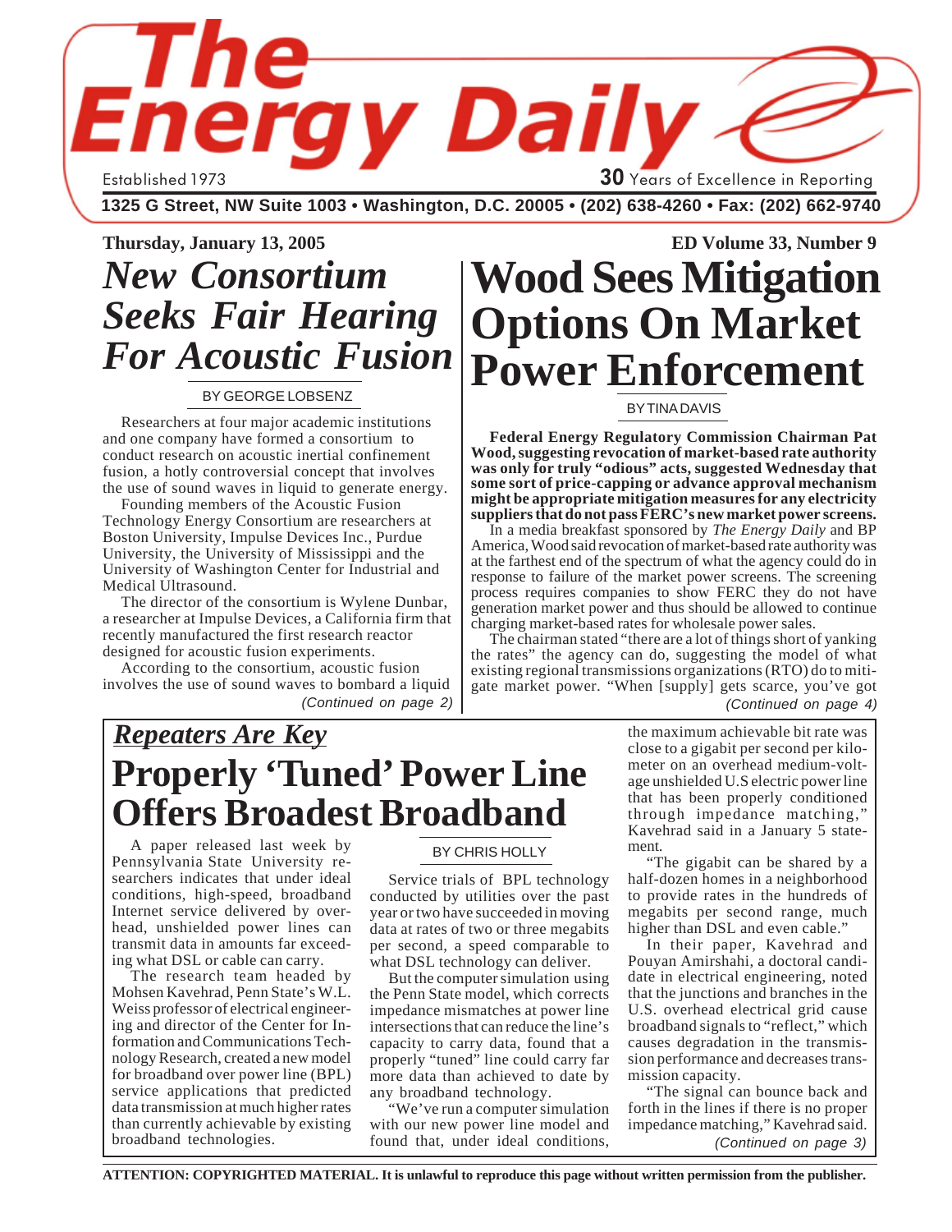# The Energy Daily

Established 1973

**30** Years of Excellence in Reporting

**1325 G Street, NW Suite 1003 • Washington, D.C. 20005 • (202) 638-4260 • Fax: (202) 662-9740**

**Thursday, January 13, 2005**

**ED Volume 33, Number 9**

## *New Consortium Seeks Fair Hearing For Acoustic Fusion*

BY GEORGE LOBSENZ

Researchers at four major academic institutions and one company have formed a consortium to conduct research on acoustic inertial confinement fusion, a hotly controversial concept that involves the use of sound waves in liquid to generate energy.

Founding members of the Acoustic Fusion Technology Energy Consortium are researchers at Boston University, Impulse Devices Inc., Purdue University, the University of Mississippi and the University of Washington Center for Industrial and Medical Ultrasound.

The director of the consortium is Wylene Dunbar, a researcher at Impulse Devices, a California firm that recently manufactured the first research reactor designed for acoustic fusion experiments.

According to the consortium, acoustic fusion involves the use of sound waves to bombard a liquid

*(Continued on page 2)*

## Wood Sees Mitigation Options On Market Power Enforcement

BY TINA DAVIS

**Federal Energy Regulatory Commission Chairman Pat Wood, suggesting revocation of market-based rate authority was only for truly "odious" acts, suggested Wednesday that some sort of price-capping or advance approval mechanism might be appropriate mitigation measures for any electricity suppliers that do not pass FERC's new market power screens.**

In a media breakfast sponsored by *The Energy Daily* and BP America, Wood said revocation of market-based rate authority was at the farthest end of the spectrum of what the agency could do in response to failure of the market power screens. The screening process requires companies to show FERC they do not have generation market power and thus should be allowed to continue charging market-based rates for wholesale power sales.

The chairman stated "there are a lot of things short of yanking the rates" the agency can do, suggesting the model of what existing regional transmissions organizations (RTO) do to mitigate market power. "When [supply] gets scarce, you've got

*(Continued on page 4)*

### *Repeaters Are Key*

## Properly 'Tuned' Power Line Offers Broadest Broadband

BY CHRIS HOLLY

A paper released last week by Pennsylvania State University researchers indicates that under ideal conditions, high-speed, broadband Internet service delivered by overhead, unshielded power lines can transmit data in amounts far exceeding what DSL or cable can carry.

The research team headed by Mohsen Kavehrad, Penn State's W.L. Weiss professor of electrical engineering and director of the Center for Information and Communications Technology Research, created a new model for broadband over power line (BPL) service applications that predicted data transmission at much higher rates than currently achievable by existing broadband technologies.

Service trials of BPL technology conducted by utilities over the past year or two have succeeded in moving data at rates of two or three megabits per second, a speed comparable to what DSL technology can deliver.

But the computer simulation using the Penn State model, which corrects impedance mismatches at power line intersections that can reduce the line's capacity to carry data, found that a properly "tuned" line could carry far more data than achieved to date by any broadband technology.

"We've run a computer simulation with our new power line model and found that, under ideal conditions, the maximum achievable bit rate was close to a gigabit per second per kilometer on an overhead medium-voltage unshielded U.S electric power line that has been properly conditioned through impedance matching," Kavehrad said in a January 5 statement.

"The gigabit can be shared by a half-dozen homes in a neighborhood to provide rates in the hundreds of megabits per second range, much higher than DSL and even cable."

In their paper, Kavehrad and Pouyan Amirshahi, a doctoral candidate in electrical engineering, noted that the junctions and branches in the U.S. overhead electrical grid cause broadband signals to "reflect," which causes degradation in the transmission performance and decreases transmission capacity.

"The signal can bounce back and forth in the lines if there is no proper impedance matching," Kavehrad said.

*(Continued on page 3)*

**ATTENTION: COPYRIGHTED MATERIAL. It is unlawful to reproduce this page without written permission from the publisher.**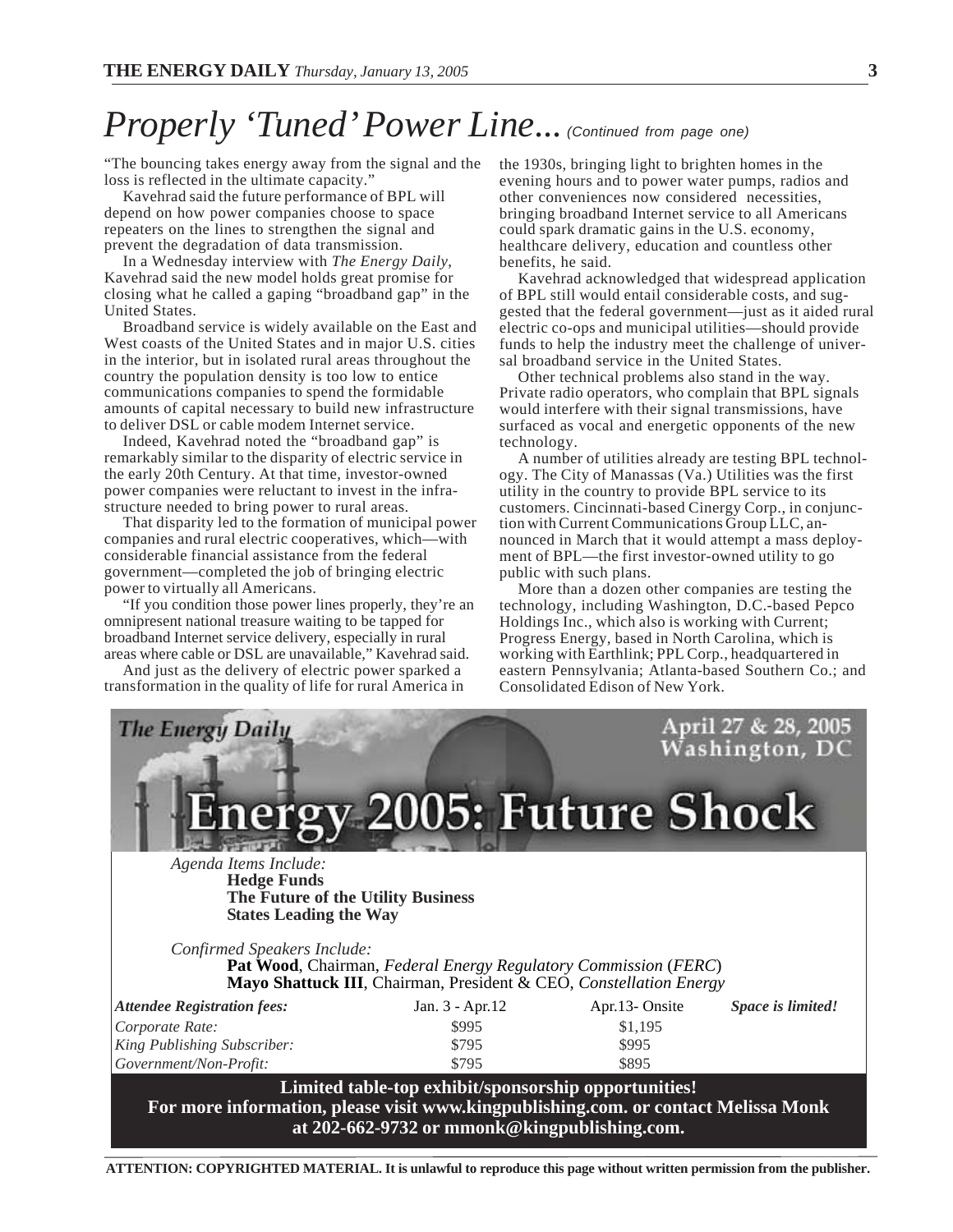# *Properly 'Tuned' Power Line...* *(Continued from page one)*

"The bouncing takes energy away from the signal and the loss is reflected in the ultimate capacity."

Kavehrad said the future performance of BPL will depend on how power companies choose to space repeaters on the lines to strengthen the signal and prevent the degradation of data transmission.

In a Wednesday interview with *The Energy Daily*, Kavehrad said the new model holds great promise for closing what he called a gaping "broadband gap" in the United States.

Broadband service is widely available on the East and West coasts of the United States and in major U.S. cities in the interior, but in isolated rural areas throughout the country the population density is too low to entice communications companies to spend the formidable amounts of capital necessary to build new infrastructure to deliver DSL or cable modem Internet service.

Indeed, Kavehrad noted the "broadband gap" is remarkably similar to the disparity of electric service in the early 20th Century. At that time, investor-owned power companies were reluctant to invest in the infrastructure needed to bring power to rural areas.

That disparity led to the formation of municipal power companies and rural electric cooperatives, which—with considerable financial assistance from the federal government—completed the job of bringing electric power to virtually all Americans.

"If you condition those power lines properly, they're an omnipresent national treasure waiting to be tapped for broadband Internet service delivery, especially in rural areas where cable or DSL are unavailable," Kavehrad said.

And just as the delivery of electric power sparked a transformation in the quality of life for rural America in the 1930s, bringing light to brighten homes in the evening hours and to power water pumps, radios and other conveniences now considered necessities, bringing broadband Internet service to all Americans could spark dramatic gains in the U.S. economy, healthcare delivery, education and countless other benefits, he said.

Kavehrad acknowledged that widespread application of BPL still would entail considerable costs, and suggested that the federal government—just as it aided rural electric co-ops and municipal utilities—should provide funds to help the industry meet the challenge of universal broadband service in the United States.

Other technical problems also stand in the way. Private radio operators, who complain that BPL signals would interfere with their signal transmissions, have surfaced as vocal and energetic opponents of the new technology.

A number of utilities already are testing BPL technology. The City of Manassas (Va.) Utilities was the first utility in the country to provide BPL service to its customers. Cincinnati-based Cinergy Corp., in conjunction with Current Communications Group LLC, announced in March that it would attempt a mass deployment of BPL—the first investor-owned utility to go public with such plans.

More than a dozen other companies are testing the technology, including Washington, D.C.-based Pepco Holdings Inc., which also is working with Current; Progress Energy, based in North Carolina, which is working with Earthlink; PPL Corp., headquartered in eastern Pennsylvania; Atlanta-based Southern Co.; and Consolidated Edison of New York.

---

*The Energy Daily*

April 27 & 28, 2005
Washington, DC

## Energy 2005: Future Shock

*Agenda Items Include:*

**Hedge Funds**
**The Future of the Utility Business**
**States Leading the Way**

*Confirmed Speakers Include:*

**Pat Wood**, Chairman, *Federal Energy Regulatory Commission (FERC)*
**Mayo Shattuck III**, Chairman, President & CEO, *Constellation Energy*

| *Attendee Registration fees:* | Jan. 3 - Apr.12 | Apr.13- Onsite | ***Space is limited!*** |
|---|---|---|---|
| *Corporate Rate:* | $995 | $1,195 | |
| *King Publishing Subscriber:* | $795 | $995 | |
| *Government/Non-Profit:* | $795 | $895 | |

**Limited table-top exhibit/sponsorship opportunities!**
**For more information, please visit www.kingpublishing.com. or contact Melissa Monk at 202-662-9732 or mmonk@kingpublishing.com.**

**ATTENTION: COPYRIGHTED MATERIAL. It is unlawful to reproduce this page without written permission from the publisher.**